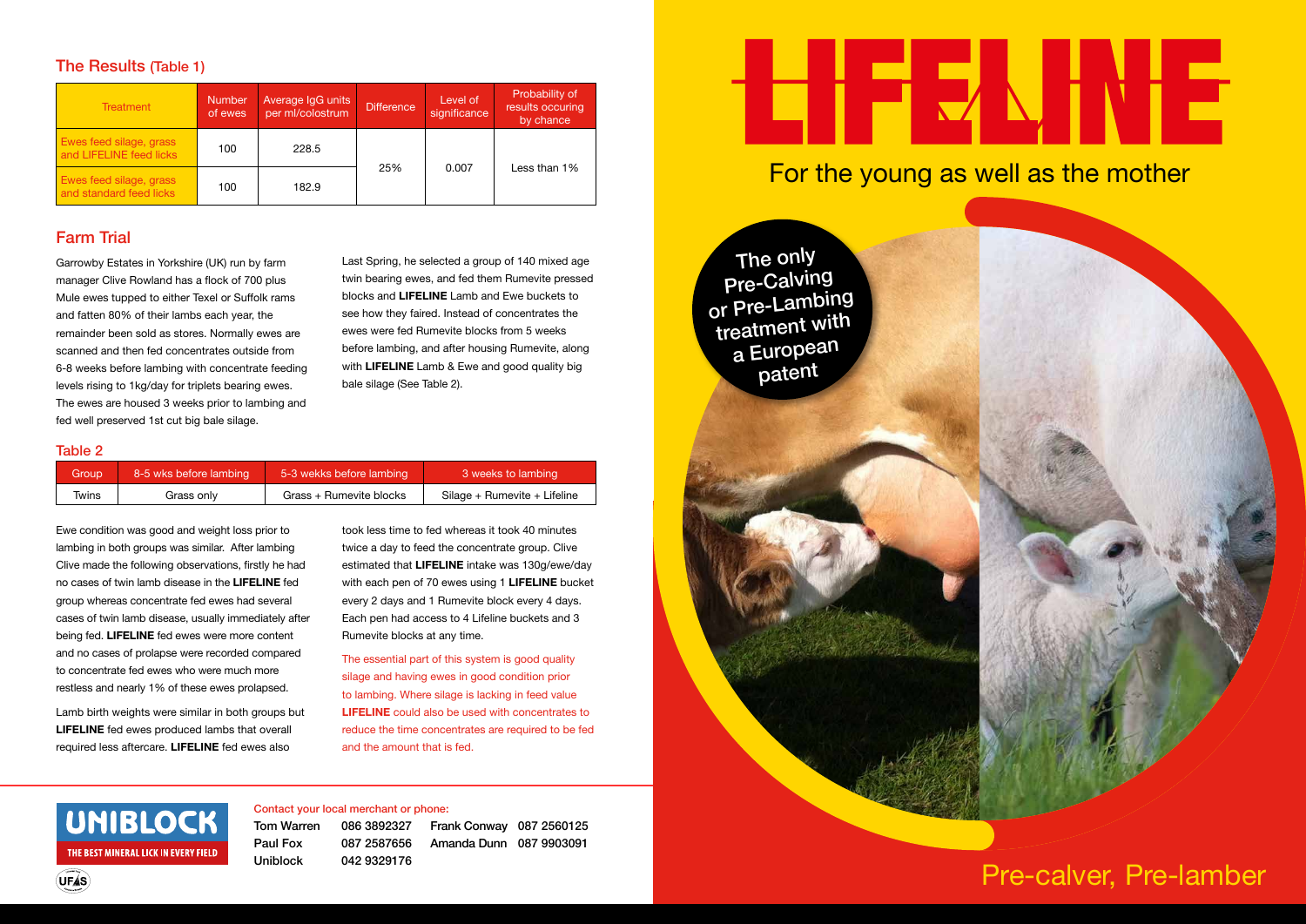## The Results (Table 1)

| Treatment | Number of ewes | Average IgG units per ml/colostrum | Difference | Level of significance | Probability of results occuring by chance |
|---|---|---|---|---|---|
| Ewes feed silage, grass and LIFELINE feed licks | 100 | 228.5 | 25% | 0.007 | Less than 1% |
| Ewes feed silage, grass and standard feed licks | 100 | 182.9 | | | |

## Farm Trial

Garrowby Estates in Yorkshire (UK) run by farm manager Clive Rowland has a flock of 700 plus Mule ewes tupped to either Texel or Suffolk rams and fatten 80% of their lambs each year, the remainder been sold as stores. Normally ewes are scanned and then fed concentrates outside from 6-8 weeks before lambing with concentrate feeding levels rising to 1kg/day for triplets bearing ewes. The ewes are housed 3 weeks prior to lambing and fed well preserved 1st cut big bale silage.

Last Spring, he selected a group of 140 mixed age twin bearing ewes, and fed them Rumevite pressed blocks and **LIFELINE** Lamb and Ewe buckets to see how they faired. Instead of concentrates the ewes were fed Rumevite blocks from 5 weeks before lambing, and after housing Rumevite, along with **LIFELINE** Lamb & Ewe and good quality big bale silage (See Table 2).

### Table 2

| Group | 8-5 wks before lambing | 5-3 wekks before lambing | 3 weeks to lambing |
|---|---|---|---|
| Twins | Grass only | Grass + Rumevite blocks | Silage + Rumevite + Lifeline |

Ewe condition was good and weight loss prior to lambing in both groups was similar. After lambing Clive made the following observations, firstly he had no cases of twin lamb disease in the **LIFELINE** fed group whereas concentrate fed ewes had several cases of twin lamb disease, usually immediately after being fed. **LIFELINE** fed ewes were more content and no cases of prolapse were recorded compared to concentrate fed ewes who were much more restless and nearly 1% of these ewes prolapsed.

Lamb birth weights were similar in both groups but **LIFELINE** fed ewes produced lambs that overall required less aftercare. **LIFELINE** fed ewes also took less time to fed whereas it took 40 minutes twice a day to feed the concentrate group. Clive estimated that **LIFELINE** intake was 130g/ewe/day with each pen of 70 ewes using 1 **LIFELINE** bucket every 2 days and 1 Rumevite block every 4 days. Each pen had access to 4 Lifeline buckets and 3 Rumevite blocks at any time.

The essential part of this system is good quality silage and having ewes in good condition prior to lambing. Where silage is lacking in feed value **LIFELINE** could also be used with concentrates to reduce the time concentrates are required to be fed and the amount that is fed.

UNIBLOCK
THE BEST MINERAL LICK IN EVERY FIELD

Contact your local merchant or phone:

| | | | |
|---|---|---|---|
| Tom Warren | 086 3892327 | Frank Conway | 087 2560125 |
| Paul Fox | 087 2587656 | Amanda Dunn | 087 9903091 |
| Uniblock | 042 9329176 | | |

# LIFELINE

For the young as well as the mother

The only Pre-Calving or Pre-Lambing treatment with a European patent

Pre-calver, Pre-lamber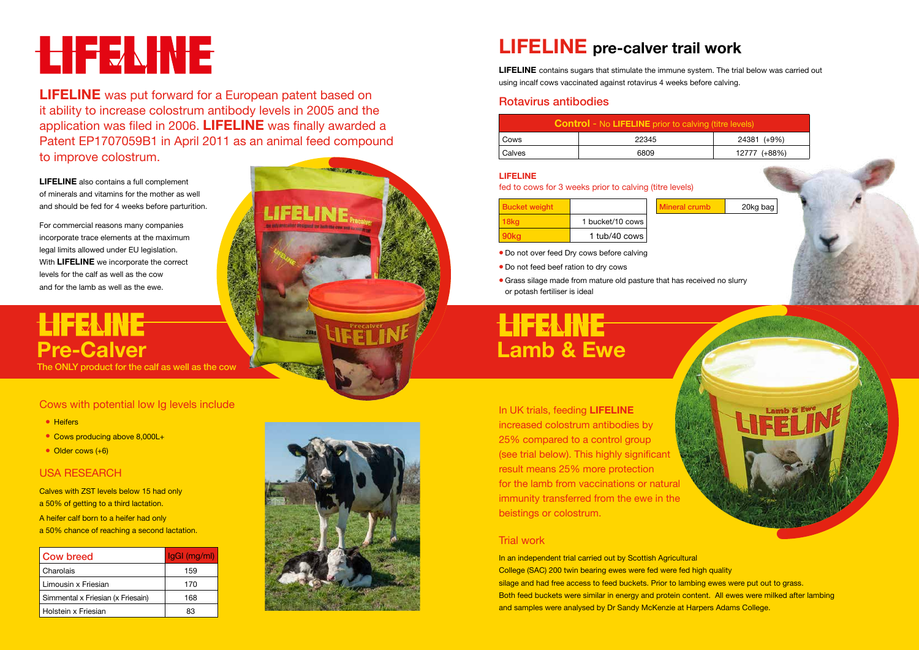// LIFELINE

**LIFELINE** was put forward for a European patent based on it ability to increase colostrum antibody levels in 2005 and the application was filed in 2006. **LIFELINE** was finally awarded a Patent EP1707059B1 in April 2011 as an animal feed compound to improve colostrum.

**LIFELINE** also contains a full complement of minerals and vitamins for the mother as well and should be fed for 4 weeks before parturition.

For commercial reasons many companies incorporate trace elements at the maximum legal limits allowed under EU legislation. With **LIFELINE** we incorporate the correct levels for the calf as well as the cow and for the lamb as well as the ewe.

# LIFELINE Pre-Calver

The ONLY product for the calf as well as the cow

## Cows with potential low Ig levels include

- Heifers
- Cows producing above 8,000L+
- Older cows (+6)

## USA RESEARCH

Calves with ZST levels below 15 had only a 50% of getting to a third lactation.

A heifer calf born to a heifer had only a 50% chance of reaching a second lactation.

| Cow breed | IgGl (mg/ml) |
|---|---|
| Charolais | 159 |
| Limousin x Friesian | 170 |
| Simmental x Friesian (x Friesain) | 168 |
| Holstein x Friesian | 83 |

# LIFELINE pre-calver trail work

**LIFELINE** contains sugars that stimulate the immune system. The trial below was carried out using incalf cows vaccinated against rotavirus 4 weeks before calving.

## Rotavirus antibodies

| **Control** - No **LIFELINE** prior to calving (titre levels) | | |
|---|---|---|
| Cows | 22345 | 24381 (+9%) |
| Calves | 6809 | 12777 (+88%) |

**LIFELINE**

fed to cows for 3 weeks prior to calving (titre levels)

| Bucket weight | |
|---|---|
| 18kg | 1 bucket/10 cows |
| 90kg | 1 tub/40 cows |

| | |
|---|---|
| Mineral crumb | 20kg bag |

- Do not over feed Dry cows before calving
- Do not feed beef ration to dry cows
- Grass silage made from mature old pasture that has received no slurry or potash fertiliser is ideal

# LIFELINE Lamb & Ewe

In UK trials, feeding **LIFELINE** increased colostrum antibodies by 25% compared to a control group (see trial below). This highly significant result means 25% more protection for the lamb from vaccinations or natural immunity transferred from the ewe in the beistings or colostrum.

## Trial work

In an independent trial carried out by Scottish Agricultural College (SAC) 200 twin bearing ewes were fed were fed high quality silage and had free access to feed buckets. Prior to lambing ewes were put out to grass. Both feed buckets were similar in energy and protein content. All ewes were milked after lambing and samples were analysed by Dr Sandy McKenzie at Harpers Adams College.